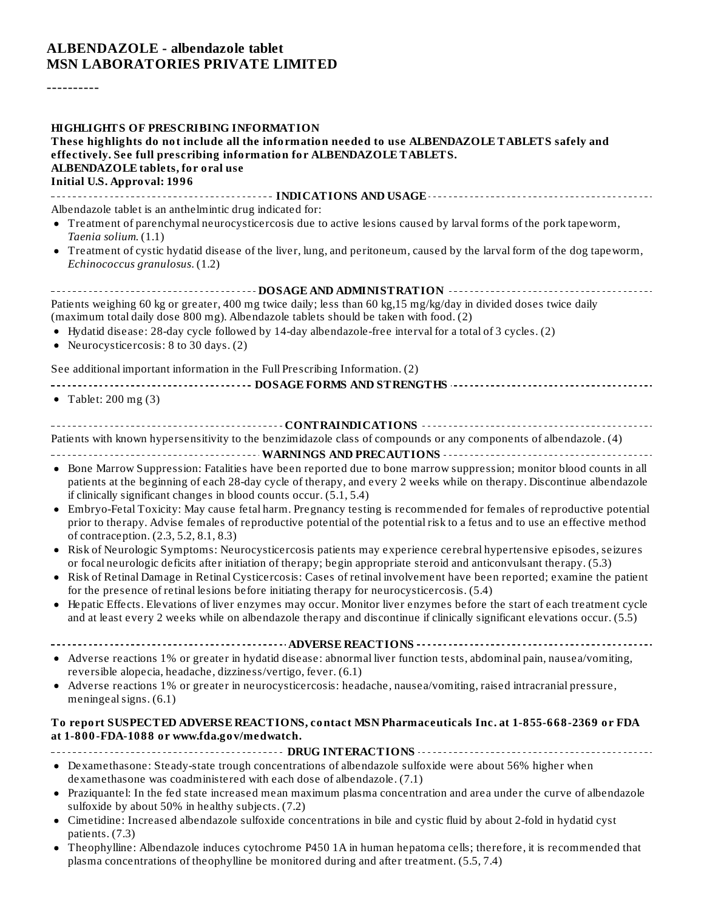# ALBENDAZOLE - albendazole tablet
## MSN LABORATORIES PRIVATE LIMITED

----------

**HIGHLIGHTS OF PRESCRIBING INFORMATION**

**These highlights do not include all the information needed to use ALBENDAZOLE TABLETS safely and effectively. See full prescribing information for ALBENDAZOLE TABLETS.**

**ALBENDAZOLE tablets, for oral use**

**Initial U.S. Approval: 1996**

**INDICATIONS AND USAGE**

Albendazole tablet is an anthelmintic drug indicated for:

- Treatment of parenchymal neurocysticercosis due to active lesions caused by larval forms of the pork tapeworm, *Taenia solium.* (1.1)
- Treatment of cystic hydatid disease of the liver, lung, and peritoneum, caused by the larval form of the dog tapeworm, *Echinococcus granulosus.* (1.2)

**DOSAGE AND ADMINISTRATION**

Patients weighing 60 kg or greater, 400 mg twice daily; less than 60 kg,15 mg/kg/day in divided doses twice daily (maximum total daily dose 800 mg). Albendazole tablets should be taken with food. (2)

- Hydatid disease: 28-day cycle followed by 14-day albendazole-free interval for a total of 3 cycles. (2)
- Neurocysticercosis: 8 to 30 days. (2)

See additional important information in the Full Prescribing Information. (2)

**DOSAGE FORMS AND STRENGTHS**

- Tablet: 200 mg (3)

**CONTRAINDICATIONS**

Patients with known hypersensitivity to the benzimidazole class of compounds or any components of albendazole. (4)

**WARNINGS AND PRECAUTIONS**

- Bone Marrow Suppression: Fatalities have been reported due to bone marrow suppression; monitor blood counts in all patients at the beginning of each 28-day cycle of therapy, and every 2 weeks while on therapy. Discontinue albendazole if clinically significant changes in blood counts occur. (5.1, 5.4)
- Embryo-Fetal Toxicity: May cause fetal harm. Pregnancy testing is recommended for females of reproductive potential prior to therapy. Advise females of reproductive potential of the potential risk to a fetus and to use an effective method of contraception. (2.3, 5.2, 8.1, 8.3)
- Risk of Neurologic Symptoms: Neurocysticercosis patients may experience cerebral hypertensive episodes, seizures or focal neurologic deficits after initiation of therapy; begin appropriate steroid and anticonvulsant therapy. (5.3)
- Risk of Retinal Damage in Retinal Cysticercosis: Cases of retinal involvement have been reported; examine the patient for the presence of retinal lesions before initiating therapy for neurocysticercosis. (5.4)
- Hepatic Effects. Elevations of liver enzymes may occur. Monitor liver enzymes before the start of each treatment cycle and at least every 2 weeks while on albendazole therapy and discontinue if clinically significant elevations occur. (5.5)

**ADVERSE REACTIONS**

- Adverse reactions 1% or greater in hydatid disease: abnormal liver function tests, abdominal pain, nausea/vomiting, reversible alopecia, headache, dizziness/vertigo, fever. (6.1)
- Adverse reactions 1% or greater in neurocysticercosis: headache, nausea/vomiting, raised intracranial pressure, meningeal signs. (6.1)

**To report SUSPECTED ADVERSE REACTIONS, contact MSN Pharmaceuticals Inc. at 1-855-668-2369 or FDA at 1-800-FDA-1088 or www.fda.gov/medwatch.**

**DRUG INTERACTIONS**

- Dexamethasone: Steady-state trough concentrations of albendazole sulfoxide were about 56% higher when dexamethasone was coadministered with each dose of albendazole. (7.1)
- Praziquantel: In the fed state increased mean maximum plasma concentration and area under the curve of albendazole sulfoxide by about 50% in healthy subjects. (7.2)
- Cimetidine: Increased albendazole sulfoxide concentrations in bile and cystic fluid by about 2-fold in hydatid cyst patients. (7.3)
- Theophylline: Albendazole induces cytochrome P450 1A in human hepatoma cells; therefore, it is recommended that plasma concentrations of theophylline be monitored during and after treatment. (5.5, 7.4)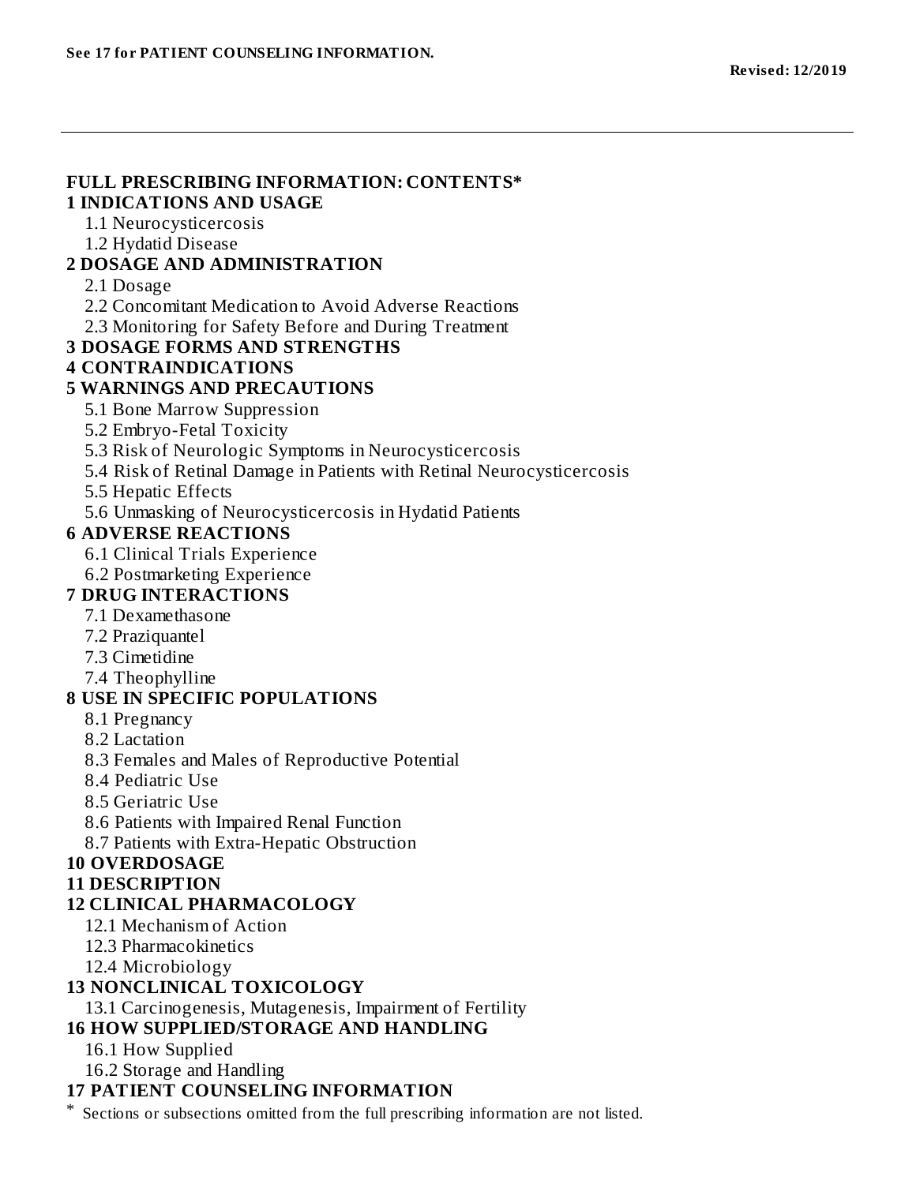**See 17 for PATIENT COUNSELING INFORMATION.**

**Revised: 12/2019**

---

## FULL PRESCRIBING INFORMATION: CONTENTS*

**1 INDICATIONS AND USAGE**
- 1.1 Neurocysticercosis
- 1.2 Hydatid Disease

**2 DOSAGE AND ADMINISTRATION**
- 2.1 Dosage
- 2.2 Concomitant Medication to Avoid Adverse Reactions
- 2.3 Monitoring for Safety Before and During Treatment

**3 DOSAGE FORMS AND STRENGTHS**

**4 CONTRAINDICATIONS**

**5 WARNINGS AND PRECAUTIONS**
- 5.1 Bone Marrow Suppression
- 5.2 Embryo-Fetal Toxicity
- 5.3 Risk of Neurologic Symptoms in Neurocysticercosis
- 5.4 Risk of Retinal Damage in Patients with Retinal Neurocysticercosis
- 5.5 Hepatic Effects
- 5.6 Unmasking of Neurocysticercosis in Hydatid Patients

**6 ADVERSE REACTIONS**
- 6.1 Clinical Trials Experience
- 6.2 Postmarketing Experience

**7 DRUG INTERACTIONS**
- 7.1 Dexamethasone
- 7.2 Praziquantel
- 7.3 Cimetidine
- 7.4 Theophylline

**8 USE IN SPECIFIC POPULATIONS**
- 8.1 Pregnancy
- 8.2 Lactation
- 8.3 Females and Males of Reproductive Potential
- 8.4 Pediatric Use
- 8.5 Geriatric Use
- 8.6 Patients with Impaired Renal Function
- 8.7 Patients with Extra-Hepatic Obstruction

**10 OVERDOSAGE**

**11 DESCRIPTION**

**12 CLINICAL PHARMACOLOGY**
- 12.1 Mechanism of Action
- 12.3 Pharmacokinetics
- 12.4 Microbiology

**13 NONCLINICAL TOXICOLOGY**
- 13.1 Carcinogenesis, Mutagenesis, Impairment of Fertility

**16 HOW SUPPLIED/STORAGE AND HANDLING**
- 16.1 How Supplied
- 16.2 Storage and Handling

**17 PATIENT COUNSELING INFORMATION**

* Sections or subsections omitted from the full prescribing information are not listed.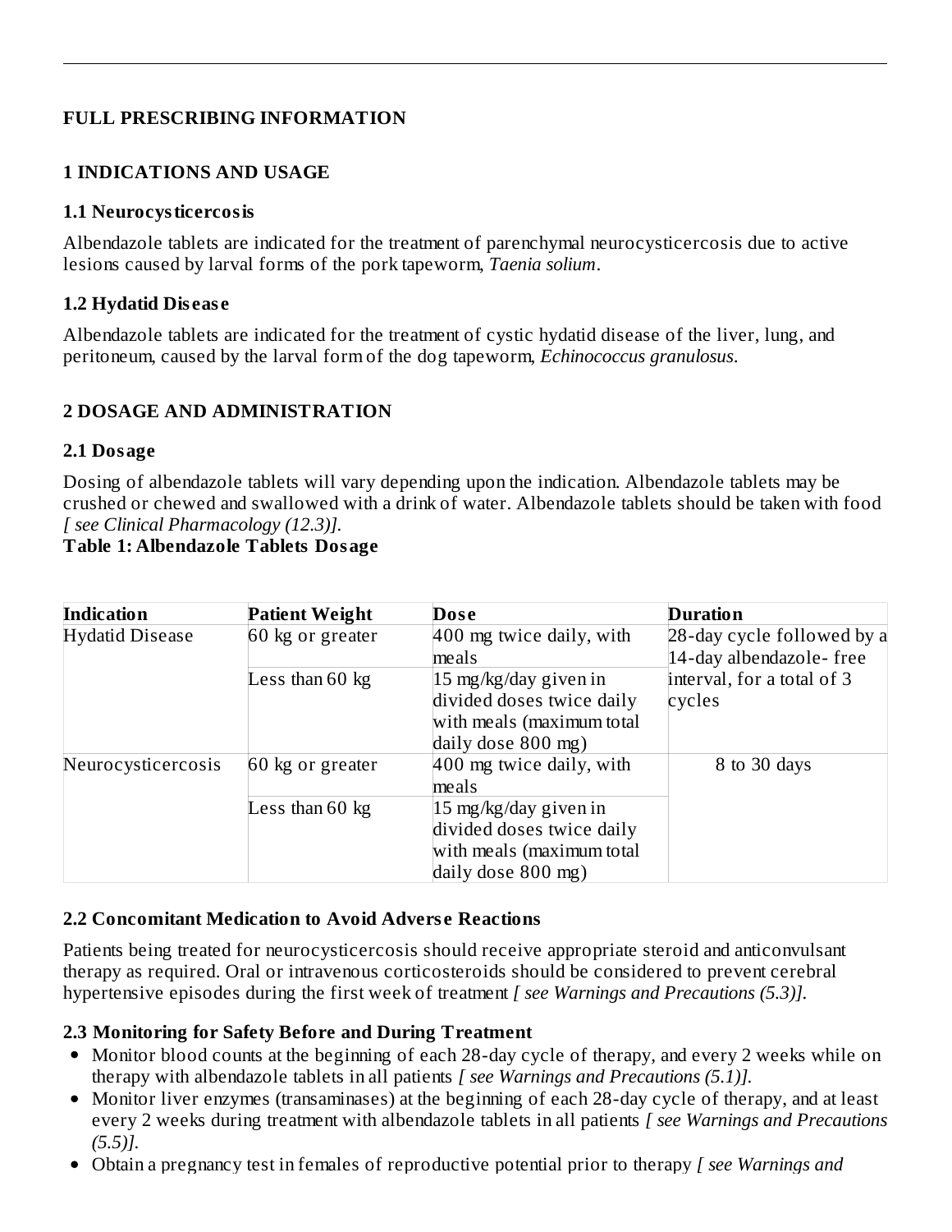# FULL PRESCRIBING INFORMATION

## 1 INDICATIONS AND USAGE

### 1.1 Neurocysticercosis

Albendazole tablets are indicated for the treatment of parenchymal neurocysticercosis due to active lesions caused by larval forms of the pork tapeworm, *Taenia solium*.

### 1.2 Hydatid Disease

Albendazole tablets are indicated for the treatment of cystic hydatid disease of the liver, lung, and peritoneum, caused by the larval form of the dog tapeworm, *Echinococcus granulosus*.

## 2 DOSAGE AND ADMINISTRATION

### 2.1 Dosage

Dosing of albendazole tablets will vary depending upon the indication. Albendazole tablets may be crushed or chewed and swallowed with a drink of water. Albendazole tablets should be taken with food *[ see Clinical Pharmacology (12.3)].*

**Table 1: Albendazole Tablets Dosage**

| Indication | Patient Weight | Dose | Duration |
|---|---|---|---|
| Hydatid Disease | 60 kg or greater | 400 mg twice daily, with meals | 28-day cycle followed by a 14-day albendazole- free interval, for a total of 3 cycles |
| | Less than 60 kg | 15 mg/kg/day given in divided doses twice daily with meals (maximum total daily dose 800 mg) | |
| Neurocysticercosis | 60 kg or greater | 400 mg twice daily, with meals | 8 to 30 days |
| | Less than 60 kg | 15 mg/kg/day given in divided doses twice daily with meals (maximum total daily dose 800 mg) | |

### 2.2 Concomitant Medication to Avoid Adverse Reactions

Patients being treated for neurocysticercosis should receive appropriate steroid and anticonvulsant therapy as required. Oral or intravenous corticosteroids should be considered to prevent cerebral hypertensive episodes during the first week of treatment *[ see Warnings and Precautions (5.3)].*

### 2.3 Monitoring for Safety Before and During Treatment

- Monitor blood counts at the beginning of each 28-day cycle of therapy, and every 2 weeks while on therapy with albendazole tablets in all patients *[ see Warnings and Precautions (5.1)].*
- Monitor liver enzymes (transaminases) at the beginning of each 28-day cycle of therapy, and at least every 2 weeks during treatment with albendazole tablets in all patients *[ see Warnings and Precautions (5.5)].*
- Obtain a pregnancy test in females of reproductive potential prior to therapy *[ see Warnings and*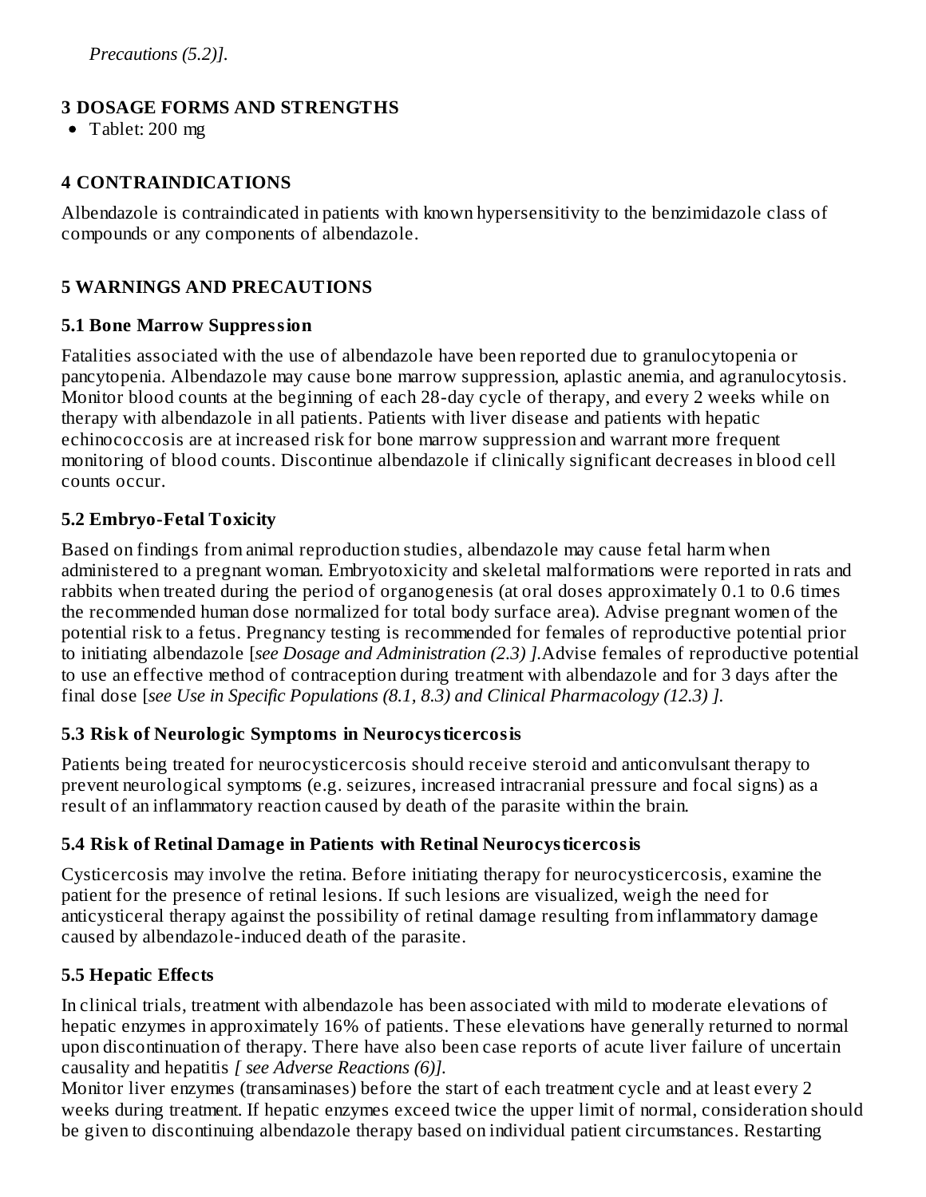*Precautions (5.2)].*

## 3 DOSAGE FORMS AND STRENGTHS

- Tablet: 200 mg

## 4 CONTRAINDICATIONS

Albendazole is contraindicated in patients with known hypersensitivity to the benzimidazole class of compounds or any components of albendazole.

## 5 WARNINGS AND PRECAUTIONS

### 5.1 Bone Marrow Suppression

Fatalities associated with the use of albendazole have been reported due to granulocytopenia or pancytopenia. Albendazole may cause bone marrow suppression, aplastic anemia, and agranulocytosis. Monitor blood counts at the beginning of each 28-day cycle of therapy, and every 2 weeks while on therapy with albendazole in all patients. Patients with liver disease and patients with hepatic echinococcosis are at increased risk for bone marrow suppression and warrant more frequent monitoring of blood counts. Discontinue albendazole if clinically significant decreases in blood cell counts occur.

### 5.2 Embryo-Fetal Toxicity

Based on findings from animal reproduction studies, albendazole may cause fetal harm when administered to a pregnant woman. Embryotoxicity and skeletal malformations were reported in rats and rabbits when treated during the period of organogenesis (at oral doses approximately 0.1 to 0.6 times the recommended human dose normalized for total body surface area). Advise pregnant women of the potential risk to a fetus. Pregnancy testing is recommended for females of reproductive potential prior to initiating albendazole [*see Dosage and Administration (2.3) ]*.Advise females of reproductive potential to use an effective method of contraception during treatment with albendazole and for 3 days after the final dose [*see Use in Specific Populations (8.1, 8.3) and Clinical Pharmacology (12.3) ]*.

### 5.3 Risk of Neurologic Symptoms in Neurocysticercosis

Patients being treated for neurocysticercosis should receive steroid and anticonvulsant therapy to prevent neurological symptoms (e.g. seizures, increased intracranial pressure and focal signs) as a result of an inflammatory reaction caused by death of the parasite within the brain.

### 5.4 Risk of Retinal Damage in Patients with Retinal Neurocysticercosis

Cysticercosis may involve the retina. Before initiating therapy for neurocysticercosis, examine the patient for the presence of retinal lesions. If such lesions are visualized, weigh the need for anticysticeral therapy against the possibility of retinal damage resulting from inflammatory damage caused by albendazole-induced death of the parasite.

### 5.5 Hepatic Effects

In clinical trials, treatment with albendazole has been associated with mild to moderate elevations of hepatic enzymes in approximately 16% of patients. These elevations have generally returned to normal upon discontinuation of therapy. There have also been case reports of acute liver failure of uncertain causality and hepatitis *[ see Adverse Reactions (6)]*.
Monitor liver enzymes (transaminases) before the start of each treatment cycle and at least every 2 weeks during treatment. If hepatic enzymes exceed twice the upper limit of normal, consideration should be given to discontinuing albendazole therapy based on individual patient circumstances. Restarting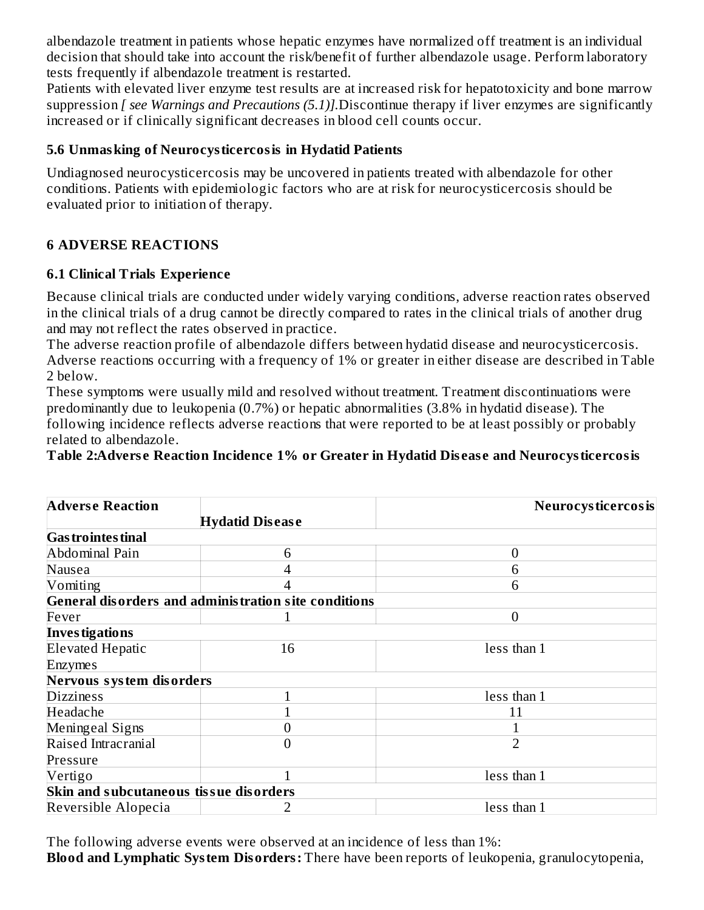albendazole treatment in patients whose hepatic enzymes have normalized off treatment is an individual decision that should take into account the risk/benefit of further albendazole usage. Perform laboratory tests frequently if albendazole treatment is restarted.
Patients with elevated liver enzyme test results are at increased risk for hepatotoxicity and bone marrow suppression *[ see Warnings and Precautions (5.1)]*.Discontinue therapy if liver enzymes are significantly increased or if clinically significant decreases in blood cell counts occur.

### 5.6 Unmasking of Neurocysticercosis in Hydatid Patients

Undiagnosed neurocysticercosis may be uncovered in patients treated with albendazole for other conditions. Patients with epidemiologic factors who are at risk for neurocysticercosis should be evaluated prior to initiation of therapy.

## 6 ADVERSE REACTIONS

### 6.1 Clinical Trials Experience

Because clinical trials are conducted under widely varying conditions, adverse reaction rates observed in the clinical trials of a drug cannot be directly compared to rates in the clinical trials of another drug and may not reflect the rates observed in practice.
The adverse reaction profile of albendazole differs between hydatid disease and neurocysticercosis. Adverse reactions occurring with a frequency of 1% or greater in either disease are described in Table 2 below.
These symptoms were usually mild and resolved without treatment. Treatment discontinuations were predominantly due to leukopenia (0.7%) or hepatic abnormalities (3.8% in hydatid disease). The following incidence reflects adverse reactions that were reported to be at least possibly or probably related to albendazole.

**Table 2:Adverse Reaction Incidence 1% or Greater in Hydatid Disease and Neurocysticercosis**

| **Adverse Reaction** | **Hydatid Disease** | **Neurocysticercosis** |
|---|---|---|
| **Gastrointestinal** | | |
| Abdominal Pain | 6 | 0 |
| Nausea | 4 | 6 |
| Vomiting | 4 | 6 |
| **General disorders and administration site conditions** | | |
| Fever | 1 | 0 |
| **Investigations** | | |
| Elevated Hepatic Enzymes | 16 | less than 1 |
| **Nervous system disorders** | | |
| Dizziness | 1 | less than 1 |
| Headache | 1 | 11 |
| Meningeal Signs | 0 | 1 |
| Raised Intracranial Pressure | 0 | 2 |
| Vertigo | 1 | less than 1 |
| **Skin and subcutaneous tissue disorders** | | |
| Reversible Alopecia | 2 | less than 1 |

The following adverse events were observed at an incidence of less than 1%:
**Blood and Lymphatic System Disorders:** There have been reports of leukopenia, granulocytopenia,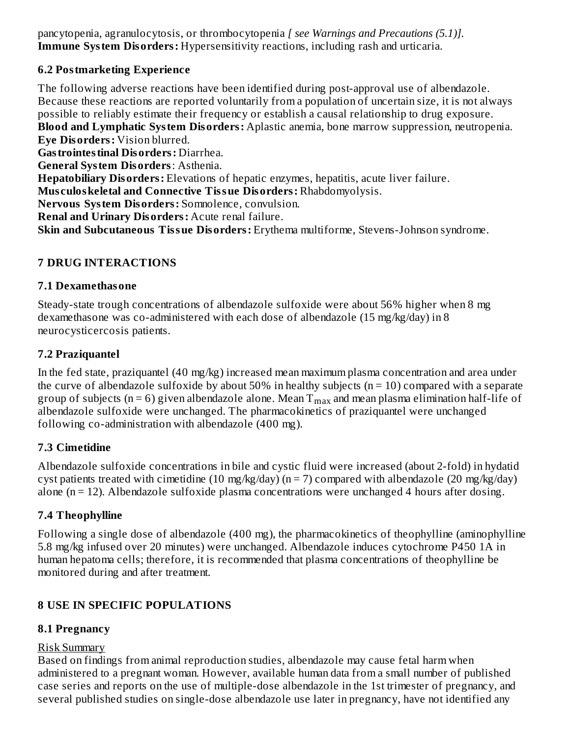pancytopenia, agranulocytosis, or thrombocytopenia *[ see Warnings and Precautions (5.1)].*
**Immune System Disorders:** Hypersensitivity reactions, including rash and urticaria.

### 6.2 Postmarketing Experience

The following adverse reactions have been identified during post-approval use of albendazole. Because these reactions are reported voluntarily from a population of uncertain size, it is not always possible to reliably estimate their frequency or establish a causal relationship to drug exposure.
**Blood and Lymphatic System Disorders:** Aplastic anemia, bone marrow suppression, neutropenia.
**Eye Disorders:** Vision blurred.
**Gastrointestinal Disorders:** Diarrhea.
**General System Disorders**: Asthenia.
**Hepatobiliary Disorders:** Elevations of hepatic enzymes, hepatitis, acute liver failure.
**Musculoskeletal and Connective Tissue Disorders:** Rhabdomyolysis.
**Nervous System Disorders:** Somnolence, convulsion.
**Renal and Urinary Disorders:** Acute renal failure.
**Skin and Subcutaneous Tissue Disorders:** Erythema multiforme, Stevens-Johnson syndrome.

## 7 DRUG INTERACTIONS

### 7.1 Dexamethasone

Steady-state trough concentrations of albendazole sulfoxide were about 56% higher when 8 mg dexamethasone was co-administered with each dose of albendazole (15 mg/kg/day) in 8 neurocysticercosis patients.

### 7.2 Praziquantel

In the fed state, praziquantel (40 mg/kg) increased mean maximum plasma concentration and area under the curve of albendazole sulfoxide by about 50% in healthy subjects (n = 10) compared with a separate group of subjects (n = 6) given albendazole alone. Mean $T_{max}$ and mean plasma elimination half-life of albendazole sulfoxide were unchanged. The pharmacokinetics of praziquantel were unchanged following co-administration with albendazole (400 mg).

### 7.3 Cimetidine

Albendazole sulfoxide concentrations in bile and cystic fluid were increased (about 2-fold) in hydatid cyst patients treated with cimetidine (10 mg/kg/day) (n = 7) compared with albendazole (20 mg/kg/day) alone (n = 12). Albendazole sulfoxide plasma concentrations were unchanged 4 hours after dosing.

### 7.4 Theophylline

Following a single dose of albendazole (400 mg), the pharmacokinetics of theophylline (aminophylline 5.8 mg/kg infused over 20 minutes) were unchanged. Albendazole induces cytochrome P450 1A in human hepatoma cells; therefore, it is recommended that plasma concentrations of theophylline be monitored during and after treatment.

## 8 USE IN SPECIFIC POPULATIONS

### 8.1 Pregnancy

Risk Summary

Based on findings from animal reproduction studies, albendazole may cause fetal harm when administered to a pregnant woman. However, available human data from a small number of published case series and reports on the use of multiple-dose albendazole in the 1st trimester of pregnancy, and several published studies on single-dose albendazole use later in pregnancy, have not identified any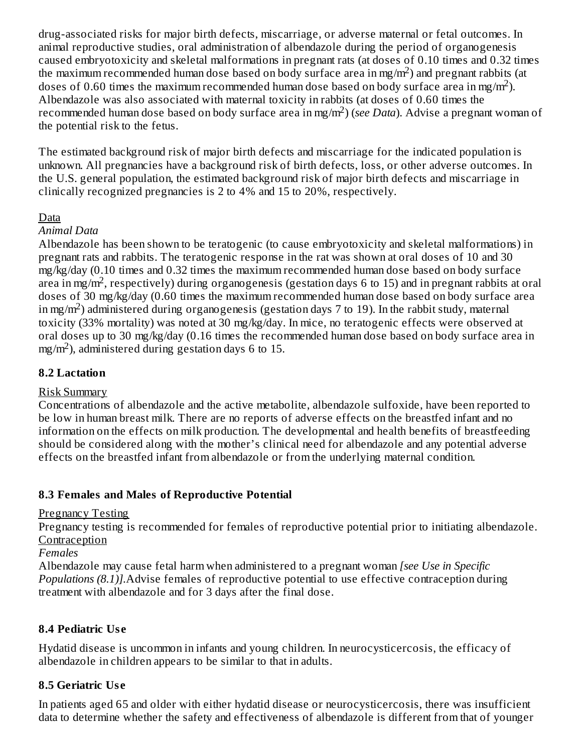drug-associated risks for major birth defects, miscarriage, or adverse maternal or fetal outcomes. In animal reproductive studies, oral administration of albendazole during the period of organogenesis caused embryotoxicity and skeletal malformations in pregnant rats (at doses of 0.10 times and 0.32 times the maximum recommended human dose based on body surface area in mg/m$^2$) and pregnant rabbits (at doses of 0.60 times the maximum recommended human dose based on body surface area in mg/m$^2$). Albendazole was also associated with maternal toxicity in rabbits (at doses of 0.60 times the recommended human dose based on body surface area in mg/m$^2$) (*see Data*). Advise a pregnant woman of the potential risk to the fetus.

The estimated background risk of major birth defects and miscarriage for the indicated population is unknown. All pregnancies have a background risk of birth defects, loss, or other adverse outcomes. In the U.S. general population, the estimated background risk of major birth defects and miscarriage in clinically recognized pregnancies is 2 to 4% and 15 to 20%, respectively.

Data

*Animal Data*

Albendazole has been shown to be teratogenic (to cause embryotoxicity and skeletal malformations) in pregnant rats and rabbits. The teratogenic response in the rat was shown at oral doses of 10 and 30 mg/kg/day (0.10 times and 0.32 times the maximum recommended human dose based on body surface area in mg/m$^2$, respectively) during organogenesis (gestation days 6 to 15) and in pregnant rabbits at oral doses of 30 mg/kg/day (0.60 times the maximum recommended human dose based on body surface area in mg/m$^2$) administered during organogenesis (gestation days 7 to 19). In the rabbit study, maternal toxicity (33% mortality) was noted at 30 mg/kg/day. In mice, no teratogenic effects were observed at oral doses up to 30 mg/kg/day (0.16 times the recommended human dose based on body surface area in mg/m$^2$), administered during gestation days 6 to 15.

### 8.2 Lactation

Risk Summary

Concentrations of albendazole and the active metabolite, albendazole sulfoxide, have been reported to be low in human breast milk. There are no reports of adverse effects on the breastfed infant and no information on the effects on milk production. The developmental and health benefits of breastfeeding should be considered along with the mother's clinical need for albendazole and any potential adverse effects on the breastfed infant from albendazole or from the underlying maternal condition.

### 8.3 Females and Males of Reproductive Potential

Pregnancy Testing

Pregnancy testing is recommended for females of reproductive potential prior to initiating albendazole.

Contraception

*Females*

Albendazole may cause fetal harm when administered to a pregnant woman *[see Use in Specific Populations (8.1)].*Advise females of reproductive potential to use effective contraception during treatment with albendazole and for 3 days after the final dose.

### 8.4 Pediatric Use

Hydatid disease is uncommon in infants and young children. In neurocysticercosis, the efficacy of albendazole in children appears to be similar to that in adults.

### 8.5 Geriatric Use

In patients aged 65 and older with either hydatid disease or neurocysticercosis, there was insufficient data to determine whether the safety and effectiveness of albendazole is different from that of younger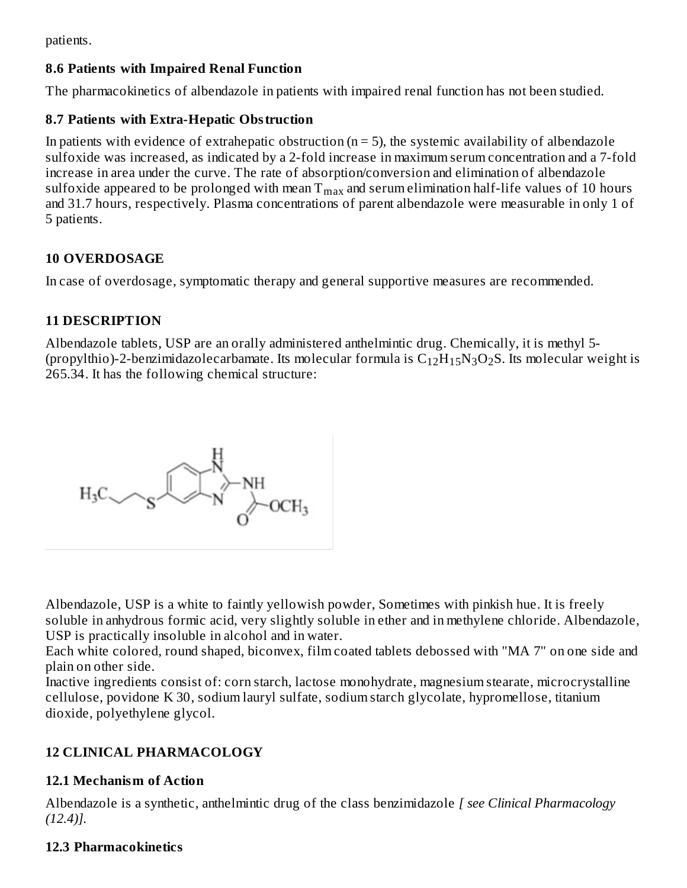patients.

### 8.6 Patients with Impaired Renal Function

The pharmacokinetics of albendazole in patients with impaired renal function has not been studied.

### 8.7 Patients with Extra-Hepatic Obstruction

In patients with evidence of extrahepatic obstruction (n = 5), the systemic availability of albendazole sulfoxide was increased, as indicated by a 2-fold increase in maximum serum concentration and a 7-fold increase in area under the curve. The rate of absorption/conversion and elimination of albendazole sulfoxide appeared to be prolonged with mean $T_{max}$ and serum elimination half-life values of 10 hours and 31.7 hours, respectively. Plasma concentrations of parent albendazole were measurable in only 1 of 5 patients.

## 10 OVERDOSAGE

In case of overdosage, symptomatic therapy and general supportive measures are recommended.

## 11 DESCRIPTION

Albendazole tablets, USP are an orally administered anthelmintic drug. Chemically, it is methyl 5-(propylthio)-2-benzimidazolecarbamate. Its molecular formula is $C_{12}H_{15}N_3O_2S$. Its molecular weight is 265.34. It has the following chemical structure:

Albendazole, USP is a white to faintly yellowish powder, Sometimes with pinkish hue. It is freely soluble in anhydrous formic acid, very slightly soluble in ether and in methylene chloride. Albendazole, USP is practically insoluble in alcohol and in water.
Each white colored, round shaped, biconvex, film coated tablets debossed with "MA 7" on one side and plain on other side.
Inactive ingredients consist of: corn starch, lactose monohydrate, magnesium stearate, microcrystalline cellulose, povidone K 30, sodium lauryl sulfate, sodium starch glycolate, hypromellose, titanium dioxide, polyethylene glycol.

## 12 CLINICAL PHARMACOLOGY

### 12.1 Mechanism of Action

Albendazole is a synthetic, anthelmintic drug of the class benzimidazole *[ see Clinical Pharmacology (12.4)]*.

### 12.3 Pharmacokinetics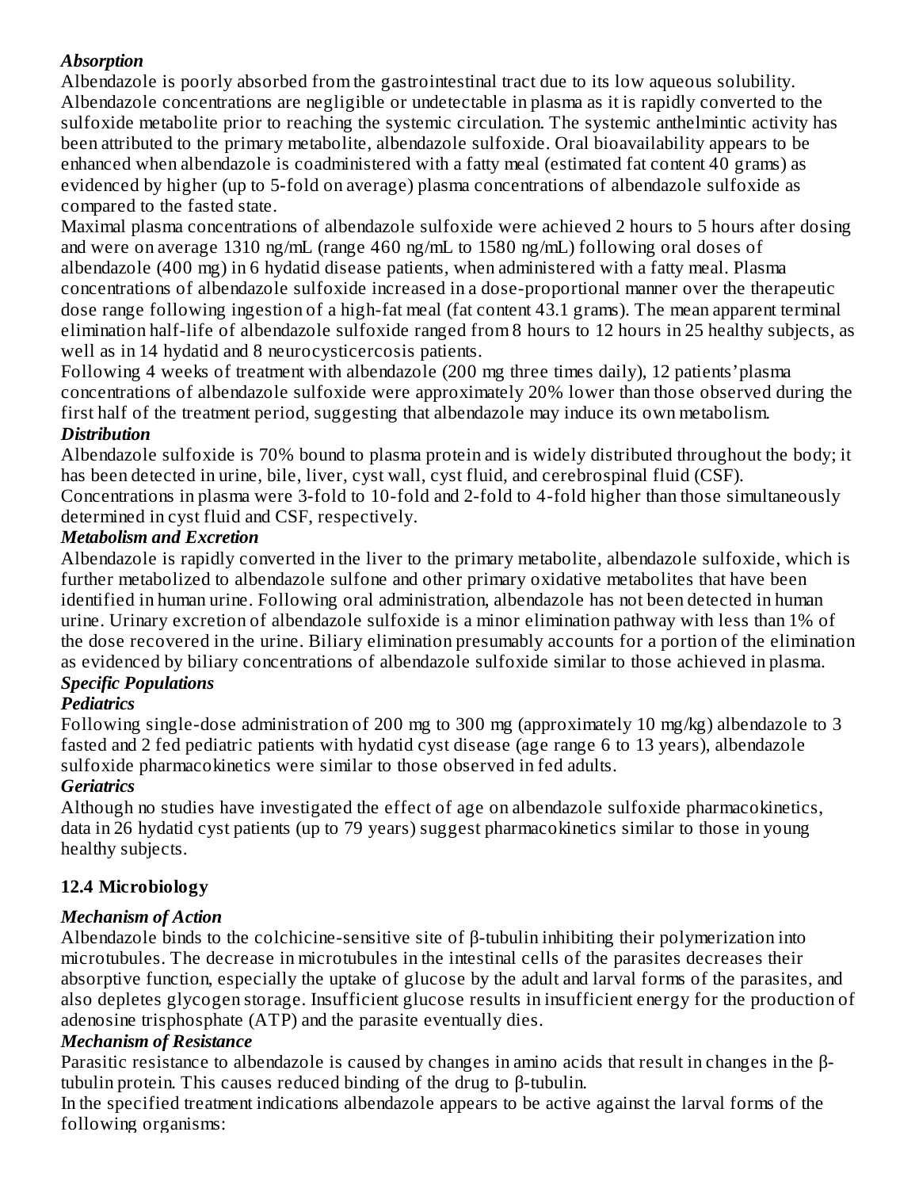*Absorption*

Albendazole is poorly absorbed from the gastrointestinal tract due to its low aqueous solubility. Albendazole concentrations are negligible or undetectable in plasma as it is rapidly converted to the sulfoxide metabolite prior to reaching the systemic circulation. The systemic anthelmintic activity has been attributed to the primary metabolite, albendazole sulfoxide. Oral bioavailability appears to be enhanced when albendazole is coadministered with a fatty meal (estimated fat content 40 grams) as evidenced by higher (up to 5-fold on average) plasma concentrations of albendazole sulfoxide as compared to the fasted state.

Maximal plasma concentrations of albendazole sulfoxide were achieved 2 hours to 5 hours after dosing and were on average 1310 ng/mL (range 460 ng/mL to 1580 ng/mL) following oral doses of albendazole (400 mg) in 6 hydatid disease patients, when administered with a fatty meal. Plasma concentrations of albendazole sulfoxide increased in a dose-proportional manner over the therapeutic dose range following ingestion of a high-fat meal (fat content 43.1 grams). The mean apparent terminal elimination half-life of albendazole sulfoxide ranged from 8 hours to 12 hours in 25 healthy subjects, as well as in 14 hydatid and 8 neurocysticercosis patients.

Following 4 weeks of treatment with albendazole (200 mg three times daily), 12 patients' plasma concentrations of albendazole sulfoxide were approximately 20% lower than those observed during the first half of the treatment period, suggesting that albendazole may induce its own metabolism.

*Distribution*

Albendazole sulfoxide is 70% bound to plasma protein and is widely distributed throughout the body; it has been detected in urine, bile, liver, cyst wall, cyst fluid, and cerebrospinal fluid (CSF). Concentrations in plasma were 3-fold to 10-fold and 2-fold to 4-fold higher than those simultaneously determined in cyst fluid and CSF, respectively.

*Metabolism and Excretion*

Albendazole is rapidly converted in the liver to the primary metabolite, albendazole sulfoxide, which is further metabolized to albendazole sulfone and other primary oxidative metabolites that have been identified in human urine. Following oral administration, albendazole has not been detected in human urine. Urinary excretion of albendazole sulfoxide is a minor elimination pathway with less than 1% of the dose recovered in the urine. Biliary elimination presumably accounts for a portion of the elimination as evidenced by biliary concentrations of albendazole sulfoxide similar to those achieved in plasma.

*Specific Populations*

*Pediatrics*

Following single-dose administration of 200 mg to 300 mg (approximately 10 mg/kg) albendazole to 3 fasted and 2 fed pediatric patients with hydatid cyst disease (age range 6 to 13 years), albendazole sulfoxide pharmacokinetics were similar to those observed in fed adults.

*Geriatrics*

Although no studies have investigated the effect of age on albendazole sulfoxide pharmacokinetics, data in 26 hydatid cyst patients (up to 79 years) suggest pharmacokinetics similar to those in young healthy subjects.

### 12.4 Microbiology

*Mechanism of Action*

Albendazole binds to the colchicine-sensitive site of β-tubulin inhibiting their polymerization into microtubules. The decrease in microtubules in the intestinal cells of the parasites decreases their absorptive function, especially the uptake of glucose by the adult and larval forms of the parasites, and also depletes glycogen storage. Insufficient glucose results in insufficient energy for the production of adenosine trisphosphate (ATP) and the parasite eventually dies.

*Mechanism of Resistance*

Parasitic resistance to albendazole is caused by changes in amino acids that result in changes in the β-tubulin protein. This causes reduced binding of the drug to β-tubulin.

In the specified treatment indications albendazole appears to be active against the larval forms of the following organisms: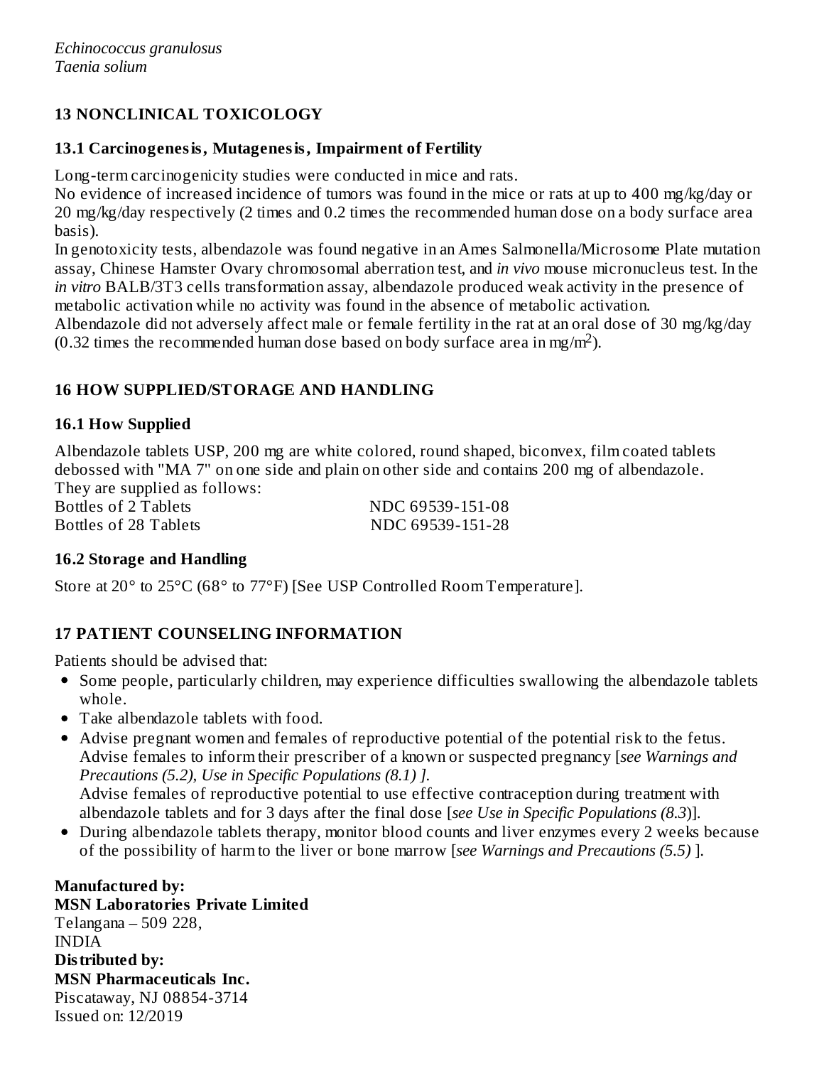*Echinococcus granulosus*
*Taenia solium*

## 13 NONCLINICAL TOXICOLOGY

### 13.1 Carcinogenesis, Mutagenesis, Impairment of Fertility

Long-term carcinogenicity studies were conducted in mice and rats.
No evidence of increased incidence of tumors was found in the mice or rats at up to 400 mg/kg/day or 20 mg/kg/day respectively (2 times and 0.2 times the recommended human dose on a body surface area basis).
In genotoxicity tests, albendazole was found negative in an Ames Salmonella/Microsome Plate mutation assay, Chinese Hamster Ovary chromosomal aberration test, and *in vivo* mouse micronucleus test. In the *in vitro* BALB/3T3 cells transformation assay, albendazole produced weak activity in the presence of metabolic activation while no activity was found in the absence of metabolic activation.
Albendazole did not adversely affect male or female fertility in the rat at an oral dose of 30 mg/kg/day (0.32 times the recommended human dose based on body surface area in mg/$m^2$).

## 16 HOW SUPPLIED/STORAGE AND HANDLING

### 16.1 How Supplied

Albendazole tablets USP, 200 mg are white colored, round shaped, biconvex, film coated tablets debossed with "MA 7" on one side and plain on other side and contains 200 mg of albendazole.
They are supplied as follows:

| | |
|---|---|
| Bottles of 2 Tablets | NDC 69539-151-08 |
| Bottles of 28 Tablets | NDC 69539-151-28 |

### 16.2 Storage and Handling

Store at 20° to 25°C (68° to 77°F) [See USP Controlled Room Temperature].

## 17 PATIENT COUNSELING INFORMATION

Patients should be advised that:

- Some people, particularly children, may experience difficulties swallowing the albendazole tablets whole.
- Take albendazole tablets with food.
- Advise pregnant women and females of reproductive potential of the potential risk to the fetus. Advise females to inform their prescriber of a known or suspected pregnancy [*see Warnings and Precautions (5.2), Use in Specific Populations (8.1)* ].
  Advise females of reproductive potential to use effective contraception during treatment with albendazole tablets and for 3 days after the final dose [*see Use in Specific Populations (8.3)*].
- During albendazole tablets therapy, monitor blood counts and liver enzymes every 2 weeks because of the possibility of harm to the liver or bone marrow [*see Warnings and Precautions (5.5)* ].

**Manufactured by:**
**MSN Laboratories Private Limited**
Telangana – 509 228,
INDIA
**Distributed by:**
**MSN Pharmaceuticals Inc.**
Piscataway, NJ 08854-3714
Issued on: 12/2019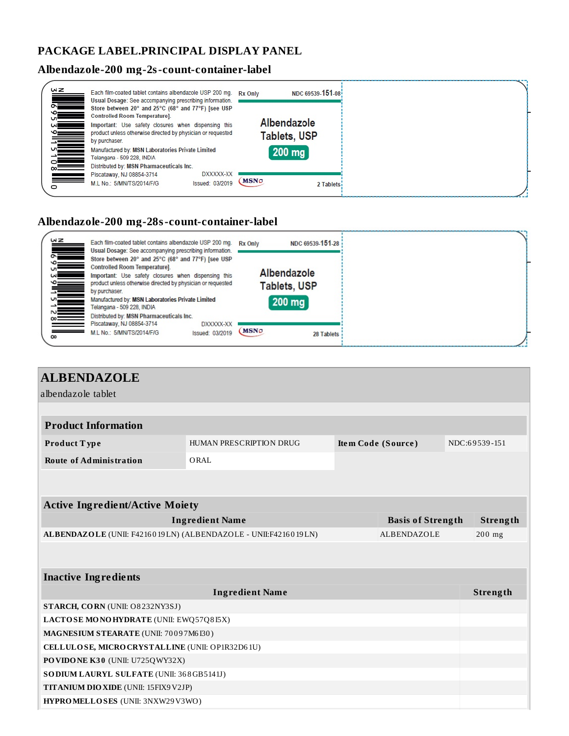## PACKAGE LABEL.PRINCIPAL DISPLAY PANEL

### Albendazole-200 mg-2s-count-container-label

N 3 69539 15108 0

Each film-coated tablet contains albendazole USP 200 mg.
**Usual Dosage:** See accompanying prescribing information.
**Store between 20° and 25°C (68° and 77°F) [see USP Controlled Room Temperature].**
**Important:** Use safety closures when dispensing this product unless otherwise directed by physician or requested by purchaser.
Manufactured by: **MSN Laboratories Private Limited**
Telangana - 509 228, INDIA
Distributed by: **MSN Pharmaceuticals Inc.**
Piscataway, NJ 08854-3714
M.L No.: 5/MN/TS/2014/F/G

DXXXXX-XX
Issued: 03/2019

Rx Only

NDC 69539-**151**-08

**Albendazole Tablets, USP**

**200 mg**

MSN

2 Tablets

### Albendazole-200 mg-28s-count-container-label

N 3 69539 15128 8

Each film-coated tablet contains albendazole USP 200 mg.
**Usual Dosage:** See accompanying prescribing information.
**Store between 20° and 25°C (68° and 77°F) [see USP Controlled Room Temperature].**
**Important:** Use safety closures when dispensing this product unless otherwise directed by physician or requested by purchaser.
Manufactured by: **MSN Laboratories Private Limited**
Telangana - 509 228, INDIA
Distributed by: **MSN Pharmaceuticals Inc.**
Piscataway, NJ 08854-3714
M.L No.: 5/MN/TS/2014/F/G

DXXXXX-XX
Issued: 03/2019

Rx Only

NDC 69539-**151**-28

**Albendazole Tablets, USP**

**200 mg**

MSN

28 Tablets

## ALBENDAZOLE

albendazole tablet

| **Product Information** | | | |
|---|---|---|---|
| **Product Type** | HUMAN PRESCRIPTION DRUG | **Item Code (Source)** | NDC:69539-151 |
| **Route of Administration** | ORAL | | |

| **Active Ingredient/Active Moiety** | | |
|---|---|---|
| **Ingredient Name** | **Basis of Strength** | **Strength** |
| **ALBENDAZOLE** (UNII: F4216019LN) (ALBENDAZOLE - UNII:F4216019LN) | ALBENDAZOLE | 200 mg |

| **Inactive Ingredients** | |
|---|---|
| **Ingredient Name** | **Strength** |
| **STARCH, CORN** (UNII: O8232NY3SJ) | |
| **LACTOSE MONOHYDRATE** (UNII: EWQ57Q8I5X) | |
| **MAGNESIUM STEARATE** (UNII: 70097M6I30) | |
| **CELLULOSE, MICROCRYSTALLINE** (UNII: OP1R32D61U) | |
| **POVIDONE K30** (UNII: U725QWY32X) | |
| **SODIUM LAURYL SULFATE** (UNII: 368GB5141J) | |
| **TITANIUM DIOXIDE** (UNII: 15FIX9V2JP) | |
| **HYPROMELLOSES** (UNII: 3NXW29V3WO) | |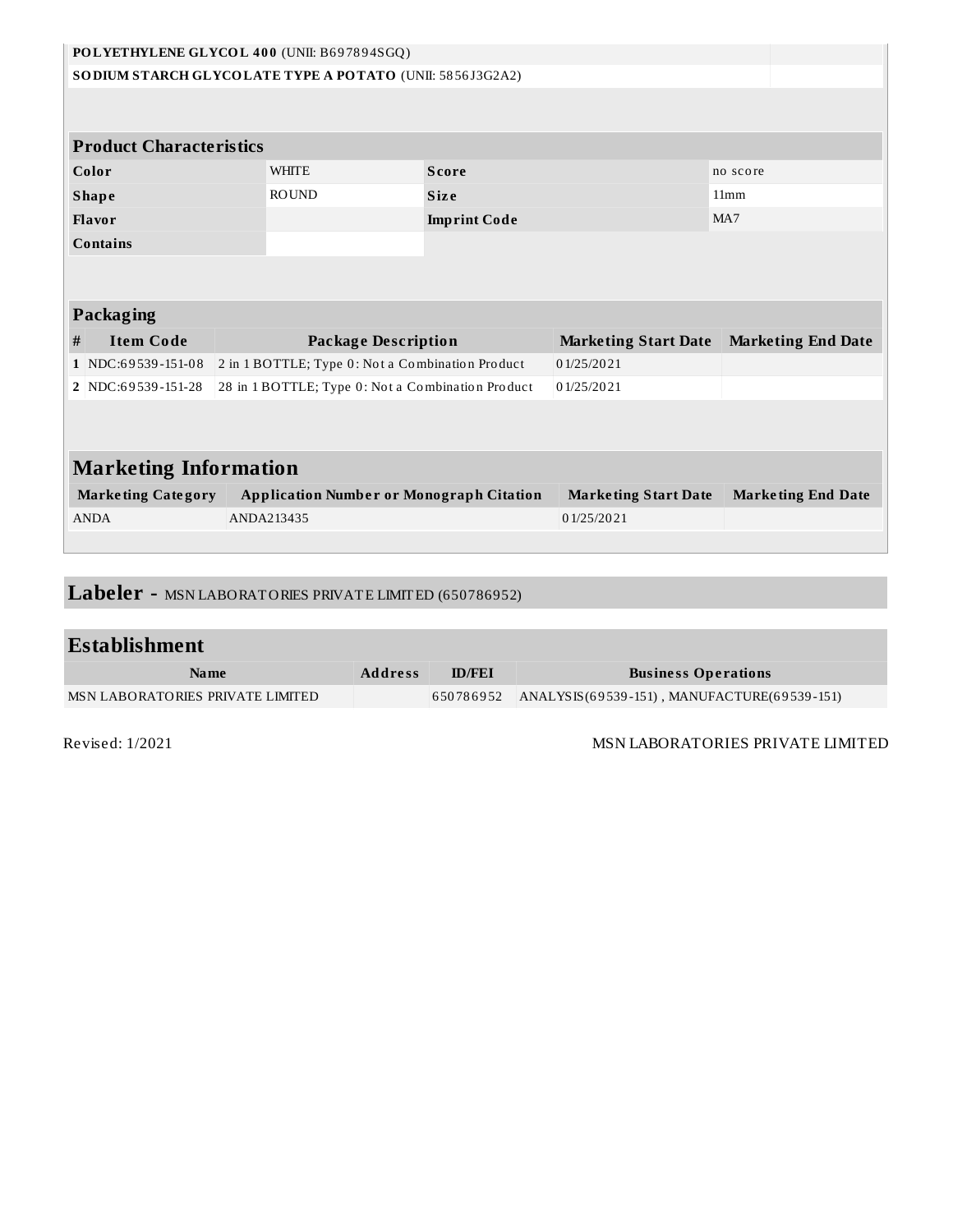| | |
|---|---|
| **POLYETHYLENE GLYCOL 400** (UNII: B697894SGQ) | |
| **SODIUM STARCH GLYCOLATE TYPE A POTATO** (UNII: 5856J3G2A2) | |

**Product Characteristics**

| | | | |
|---|---|---|---|
| **Color** | WHITE | **Score** | no score |
| **Shape** | ROUND | **Size** | 11mm |
| **Flavor** | | **Imprint Code** | MA7 |
| **Contains** | | | |

**Packaging**

| # | Item Code | Package Description | Marketing Start Date | Marketing End Date |
|---|---|---|---|---|
| 1 | NDC:69539-151-08 | 2 in 1 BOTTLE; Type 0: Not a Combination Product | 01/25/2021 | |
| 2 | NDC:69539-151-28 | 28 in 1 BOTTLE; Type 0: Not a Combination Product | 01/25/2021 | |

**Marketing Information**

| Marketing Category | Application Number or Monograph Citation | Marketing Start Date | Marketing End Date |
|---|---|---|---|
| ANDA | ANDA213435 | 01/25/2021 | |

## Labeler - MSN LABORATORIES PRIVATE LIMITED (650786952)

## Establishment

| Name | Address | ID/FEI | Business Operations |
|---|---|---|---|
| MSN LABORATORIES PRIVATE LIMITED | | 650786952 | ANALYSIS(69539-151) , MANUFACTURE(69539-151) |

Revised: 1/2021 MSN LABORATORIES PRIVATE LIMITED